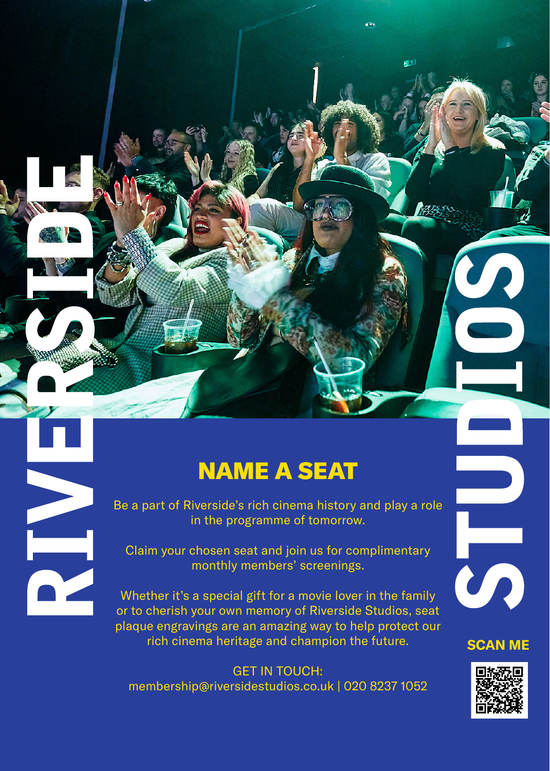RIVERSIDE STUDIOS

# NAME A SEAT

Be a part of Riverside's rich cinema history and play a role in the programme of tomorrow.

Claim your chosen seat and join us for complimentary monthly members' screenings.

Whether it's a special gift for a movie lover in the family or to cherish your own memory of Riverside Studios, seat plaque engravings are an amazing way to help protect our rich cinema heritage and champion the future.

GET IN TOUCH:
membership@riversidestudios.co.uk | 020 8237 1052

**SCAN ME**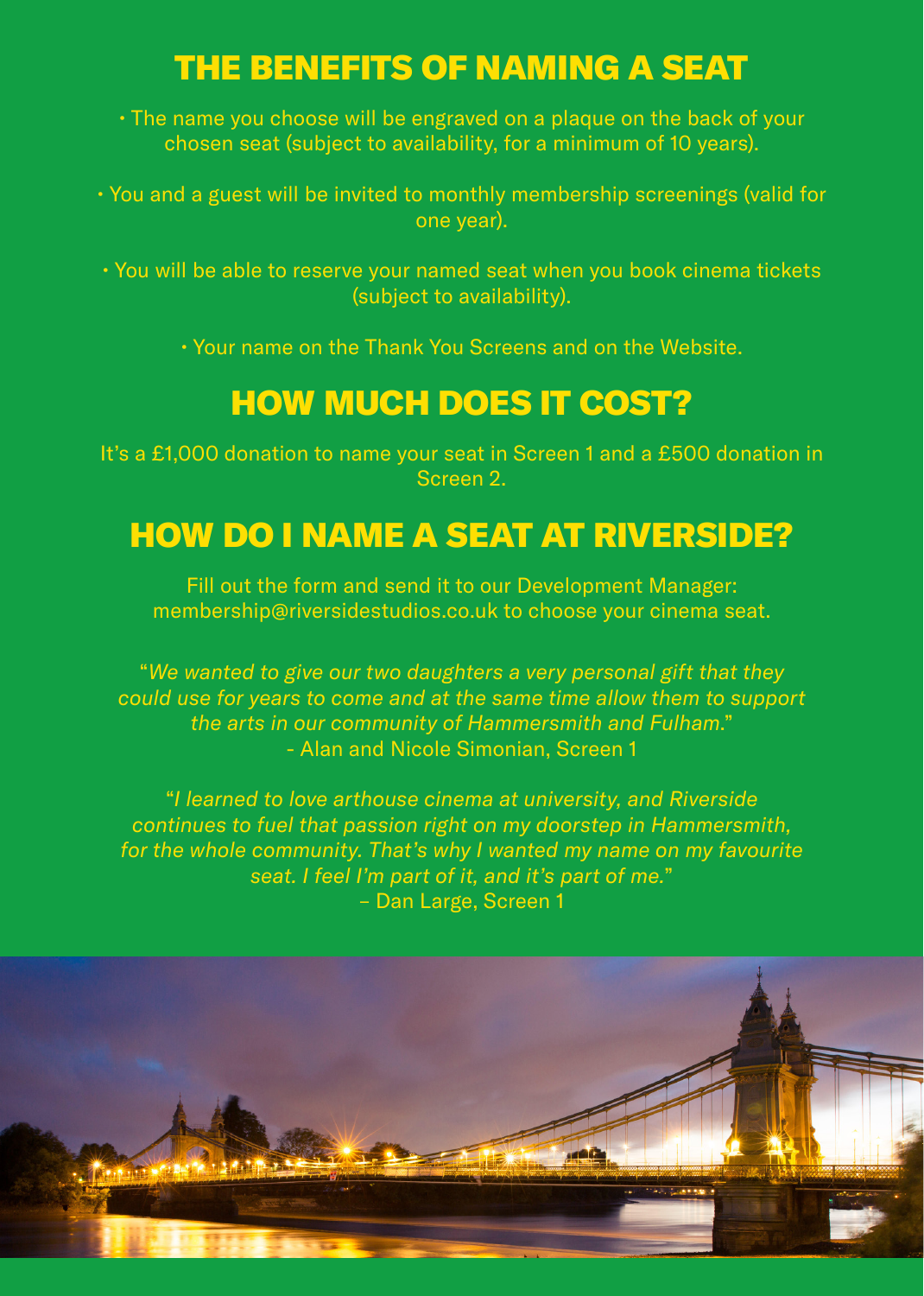## THE BENEFITS OF NAMING A SEAT

• The name you choose will be engraved on a plaque on the back of your chosen seat (subject to availability, for a minimum of 10 years).

• You and a guest will be invited to monthly membership screenings (valid for one year).

• You will be able to reserve your named seat when you book cinema tickets (subject to availability).

• Your name on the Thank You Screens and on the Website.

## HOW MUCH DOES IT COST?

It's a £1,000 donation to name your seat in Screen 1 and a £500 donation in Screen 2.

## HOW DO I NAME A SEAT AT RIVERSIDE?

Fill out the form and send it to our Development Manager: membership@riversidestudios.co.uk to choose your cinema seat.

"*We wanted to give our two daughters a very personal gift that they could use for years to come and at the same time allow them to support the arts in our community of Hammersmith and Fulham.*"
- Alan and Nicole Simonian, Screen 1

"*I learned to love arthouse cinema at university, and Riverside continues to fuel that passion right on my doorstep in Hammersmith, for the whole community. That's why I wanted my name on my favourite seat. I feel I'm part of it, and it's part of me.*"
– Dan Large, Screen 1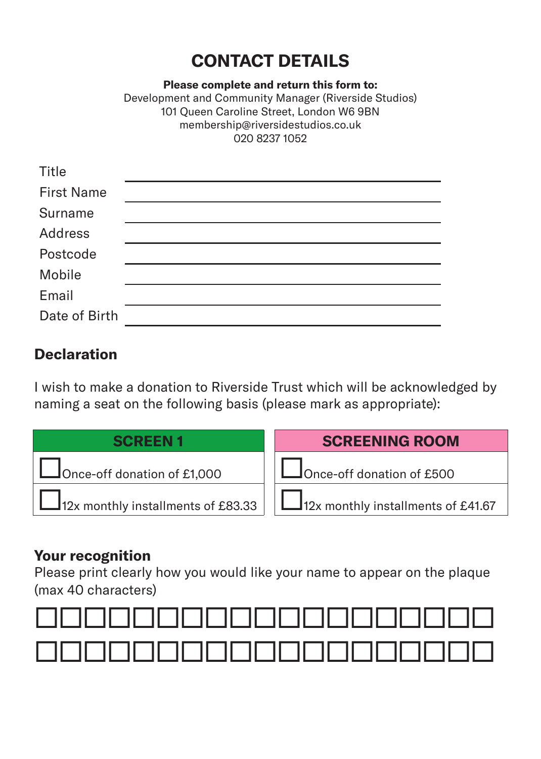# CONTACT DETAILS

**Please complete and return this form to:**
Development and Community Manager (Riverside Studios)
101 Queen Caroline Street, London W6 9BN
membership@riversidestudios.co.uk
020 8237 1052

Title \_\_\_\_\_\_\_\_\_\_\_\_\_\_\_\_\_\_\_\_\_\_\_\_\_\_\_\_\_\_\_\_\_\_\_\_\_\_\_\_

First Name \_\_\_\_\_\_\_\_\_\_\_\_\_\_\_\_\_\_\_\_\_\_\_\_\_\_\_\_\_\_\_\_\_\_\_\_\_\_\_\_

Surname \_\_\_\_\_\_\_\_\_\_\_\_\_\_\_\_\_\_\_\_\_\_\_\_\_\_\_\_\_\_\_\_\_\_\_\_\_\_\_\_

Address \_\_\_\_\_\_\_\_\_\_\_\_\_\_\_\_\_\_\_\_\_\_\_\_\_\_\_\_\_\_\_\_\_\_\_\_\_\_\_\_

Postcode \_\_\_\_\_\_\_\_\_\_\_\_\_\_\_\_\_\_\_\_\_\_\_\_\_\_\_\_\_\_\_\_\_\_\_\_\_\_\_\_

Mobile \_\_\_\_\_\_\_\_\_\_\_\_\_\_\_\_\_\_\_\_\_\_\_\_\_\_\_\_\_\_\_\_\_\_\_\_\_\_\_\_

Email \_\_\_\_\_\_\_\_\_\_\_\_\_\_\_\_\_\_\_\_\_\_\_\_\_\_\_\_\_\_\_\_\_\_\_\_\_\_\_\_

Date of Birth \_\_\_\_\_\_\_\_\_\_\_\_\_\_\_\_\_\_\_\_\_\_\_\_\_\_\_\_\_\_\_\_\_\_\_\_\_\_\_\_

## Declaration

I wish to make a donation to Riverside Trust which will be acknowledged by naming a seat on the following basis (please mark as appropriate):

| SCREEN 1 | SCREENING ROOM |
|---|---|
| ☐ Once-off donation of £1,000 | ☐ Once-off donation of £500 |
| ☐ 12x monthly installments of £83.33 | ☐ 12x monthly installments of £41.67 |

## Your recognition

Please print clearly how you would like your name to appear on the plaque (max 40 characters)

☐☐☐☐☐☐☐☐☐☐☐☐☐☐☐☐☐☐☐☐

☐☐☐☐☐☐☐☐☐☐☐☐☐☐☐☐☐☐☐☐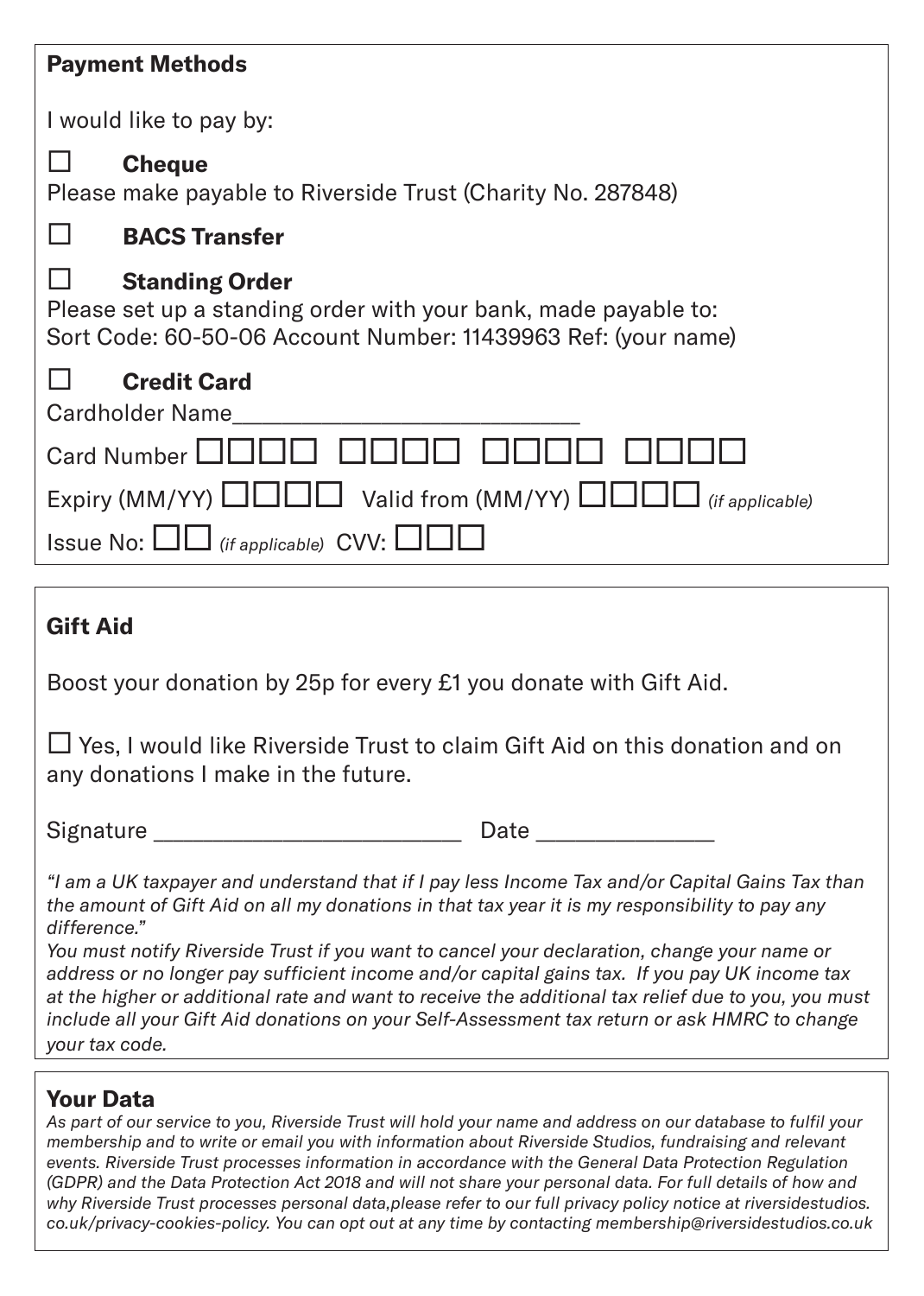## Payment Methods

I would like to pay by:

☐ **Cheque**
Please make payable to Riverside Trust (Charity No. 287848)

☐ **BACS Transfer**

☐ **Standing Order**
Please set up a standing order with your bank, made payable to:
Sort Code: 60-50-06 Account Number: 11439963 Ref: (your name)

☐ **Credit Card**

Cardholder Name___________________________

Card Number ☐☐☐☐ ☐☐☐☐ ☐☐☐☐ ☐☐☐☐

Expiry (MM/YY) ☐☐☐☐ Valid from (MM/YY) ☐☐☐☐ *(if applicable)*

Issue No: ☐☐ *(if applicable)* CVV: ☐☐☐

## Gift Aid

Boost your donation by 25p for every £1 you donate with Gift Aid.

☐ Yes, I would like Riverside Trust to claim Gift Aid on this donation and on any donations I make in the future.

Signature _________________________ Date ______________

*"I am a UK taxpayer and understand that if I pay less Income Tax and/or Capital Gains Tax than the amount of Gift Aid on all my donations in that tax year it is my responsibility to pay any difference."*

*You must notify Riverside Trust if you want to cancel your declaration, change your name or address or no longer pay sufficient income and/or capital gains tax. If you pay UK income tax at the higher or additional rate and want to receive the additional tax relief due to you, you must include all your Gift Aid donations on your Self-Assessment tax return or ask HMRC to change your tax code.*

## Your Data

*As part of our service to you, Riverside Trust will hold your name and address on our database to fulfil your membership and to write or email you with information about Riverside Studios, fundraising and relevant events. Riverside Trust processes information in accordance with the General Data Protection Regulation (GDPR) and the Data Protection Act 2018 and will not share your personal data. For full details of how and why Riverside Trust processes personal data,please refer to our full privacy policy notice at riversidestudios.co.uk/privacy-cookies-policy. You can opt out at any time by contacting membership@riversidestudios.co.uk*